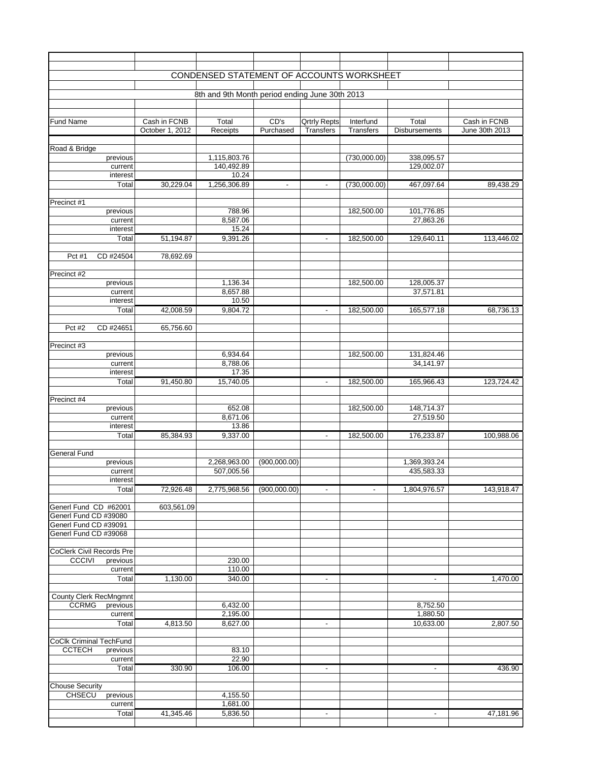# CONDENSED STATEMENT OF ACCOUNTS WORKSHEET

8th and 9th Month period ending June 30th 2013

| Fund Name | | Cash in FCNB October 1, 2012 | Total Receipts | CD's Purchased | Qrtrly Repts Transfers | Interfund Transfers | Total Disbursements | Cash in FCNB June 30th 2013 |
|---|---|---|---|---|---|---|---|---|
| Road & Bridge | | | | | | | | |
| | previous | | 1,115,803.76 | | | (730,000.00) | 338,095.57 | |
| | current | | 140,492.89 | | | | 129,002.07 | |
| | interest | | 10.24 | | | | | |
| | Total | 30,229.04 | 1,256,306.89 | - | - | (730,000.00) | 467,097.64 | 89,438.29 |
| Precinct #1 | | | | | | | | |
| | previous | | 788.96 | | | 182,500.00 | 101,776.85 | |
| | current | | 8,587.06 | | | | 27,863.26 | |
| | interest | | 15.24 | | | | | |
| | Total | 51,194.87 | 9,391.26 | | - | 182,500.00 | 129,640.11 | 113,446.02 |
| Pct #1 | CD #24504 | 78,692.69 | | | | | | |
| Precinct #2 | | | | | | | | |
| | previous | | 1,136.34 | | | 182,500.00 | 128,005.37 | |
| | current | | 8,657.88 | | | | 37,571.81 | |
| | interest | | 10.50 | | | | | |
| | Total | 42,008.59 | 9,804.72 | | - | 182,500.00 | 165,577.18 | 68,736.13 |
| Pct #2 | CD #24651 | 65,756.60 | | | | | | |
| Precinct #3 | | | | | | | | |
| | previous | | 6,934.64 | | | 182,500.00 | 131,824.46 | |
| | current | | 8,788.06 | | | | 34,141.97 | |
| | interest | | 17.35 | | | | | |
| | Total | 91,450.80 | 15,740.05 | | - | 182,500.00 | 165,966.43 | 123,724.42 |
| Precinct #4 | | | | | | | | |
| | previous | | 652.08 | | | 182,500.00 | 148,714.37 | |
| | current | | 8,671.06 | | | | 27,519.50 | |
| | interest | | 13.86 | | | | | |
| | Total | 85,384.93 | 9,337.00 | | - | 182,500.00 | 176,233.87 | 100,988.06 |
| General Fund | | | | | | | | |
| | previous | | 2,268,963.00 | (900,000.00) | | | 1,369,393.24 | |
| | current | | 507,005.56 | | | | 435,583.33 | |
| | interest | | | | | | | |
| | Total | 72,926.48 | 2,775,968.56 | (900,000.00) | - | - | 1,804,976.57 | 143,918.47 |
| Generl Fund CD #62001 | | 603,561.09 | | | | | | |
| Generl Fund CD #39080 | | | | | | | | |
| Generl Fund CD #39091 | | | | | | | | |
| Generl Fund CD #39068 | | | | | | | | |
| CoClerk Civil Records Pre | | | | | | | | |
| CCCIVI | previous | | 230.00 | | | | | |
| | current | | 110.00 | | | | | |
| | Total | 1,130.00 | 340.00 | | - | | - | 1,470.00 |
| County Clerk RecMngmnt | | | | | | | | |
| CCRMG | previous | | 6,432.00 | | | | 8,752.50 | |
| | current | | 2,195.00 | | | | 1,880.50 | |
| | Total | 4,813.50 | 8,627.00 | | - | | 10,633.00 | 2,807.50 |
| CoClk Criminal TechFund | | | | | | | | |
| CCTECH | previous | | 83.10 | | | | | |
| | current | | 22.90 | | | | | |
| | Total | 330.90 | 106.00 | | - | | - | 436.90 |
| Chouse Security | | | | | | | | |
| CHSECU | previous | | 4,155.50 | | | | | |
| | current | | 1,681.00 | | | | | |
| | Total | 41,345.46 | 5,836.50 | | - | | - | 47,181.96 |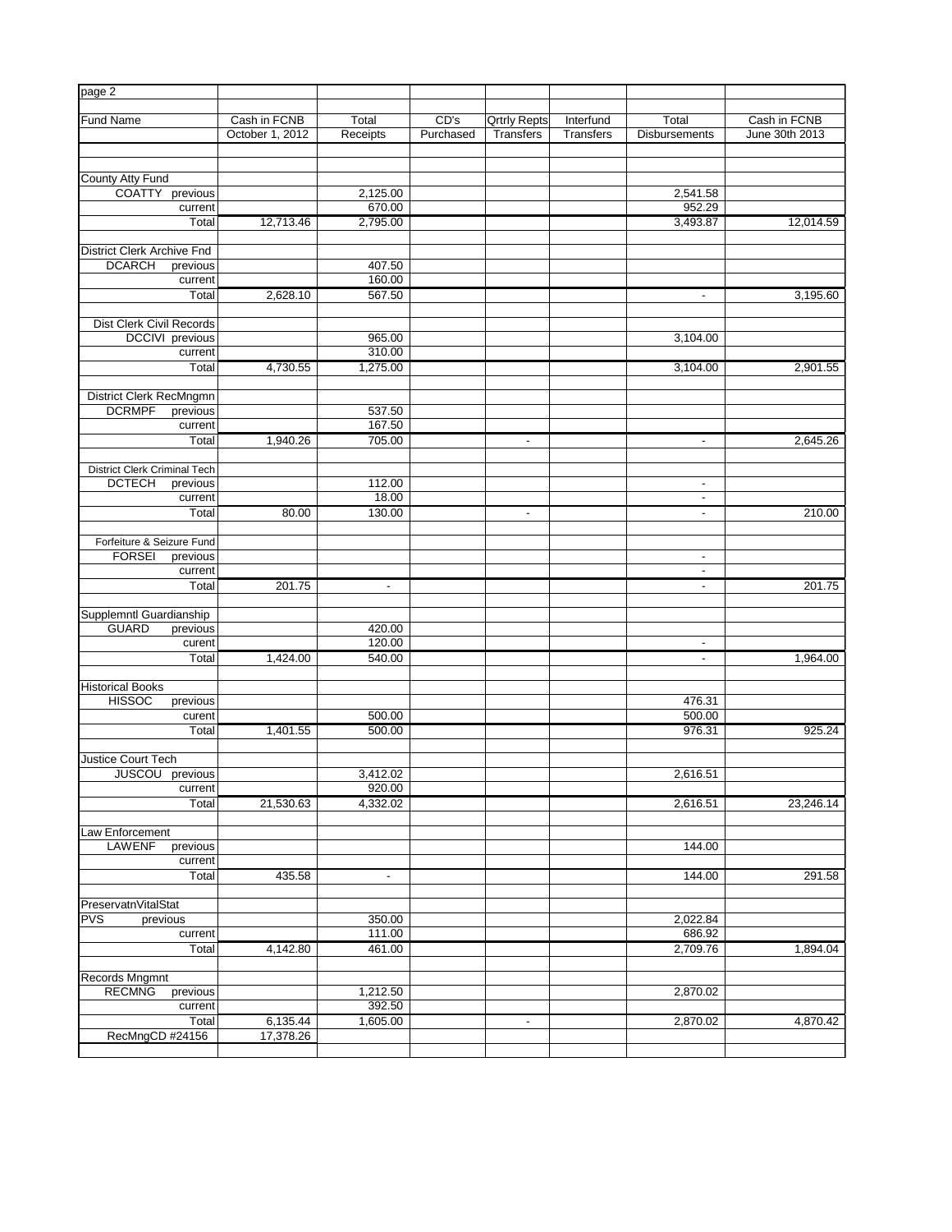| page 2 | | | | | | | |
|---|---|---|---|---|---|---|---|
| Fund Name | Cash in FCNB October 1, 2012 | Total Receipts | CD's Purchased | Qrtrly Repts Transfers | Interfund Transfers | Total Disbursements | Cash in FCNB June 30th 2013 |
| County Atty Fund | | | | | | | |
| COATTY previous | | 2,125.00 | | | | 2,541.58 | |
| current | | 670.00 | | | | 952.29 | |
| Total | 12,713.46 | 2,795.00 | | | | 3,493.87 | 12,014.59 |
| District Clerk Archive Fnd | | | | | | | |
| DCARCH previous | | 407.50 | | | | | |
| current | | 160.00 | | | | | |
| Total | 2,628.10 | 567.50 | | | | - | 3,195.60 |
| Dist Clerk Civil Records | | | | | | | |
| DCCIVI previous | | 965.00 | | | | 3,104.00 | |
| current | | 310.00 | | | | | |
| Total | 4,730.55 | 1,275.00 | | | | 3,104.00 | 2,901.55 |
| District Clerk RecMngmn | | | | | | | |
| DCRMPF previous | | 537.50 | | | | | |
| current | | 167.50 | | | | | |
| Total | 1,940.26 | 705.00 | | - | | - | 2,645.26 |
| District Clerk Criminal Tech | | | | | | | |
| DCTECH previous | | 112.00 | | | | - | |
| current | | 18.00 | | | | - | |
| Total | 80.00 | 130.00 | | - | | - | 210.00 |
| Forfeiture & Seizure Fund | | | | | | | |
| FORSEI previous | | | | | | - | |
| current | | | | | | - | |
| Total | 201.75 | - | | | | - | 201.75 |
| Supplemntl Guardianship | | | | | | | |
| GUARD previous | | 420.00 | | | | | |
| curent | | 120.00 | | | | - | |
| Total | 1,424.00 | 540.00 | | | | - | 1,964.00 |
| Historical Books | | | | | | | |
| HISSOC previous | | | | | | 476.31 | |
| curent | | 500.00 | | | | 500.00 | |
| Total | 1,401.55 | 500.00 | | | | 976.31 | 925.24 |
| Justice Court Tech | | | | | | | |
| JUSCOU previous | | 3,412.02 | | | | 2,616.51 | |
| current | | 920.00 | | | | | |
| Total | 21,530.63 | 4,332.02 | | | | 2,616.51 | 23,246.14 |
| Law Enforcement | | | | | | | |
| LAWENF previous | | | | | | 144.00 | |
| current | | | | | | | |
| Total | 435.58 | - | | | | 144.00 | 291.58 |
| PreservatnVitalStat | | | | | | | |
| PVS previous | | 350.00 | | | | 2,022.84 | |
| current | | 111.00 | | | | 686.92 | |
| Total | 4,142.80 | 461.00 | | | | 2,709.76 | 1,894.04 |
| Records Mngmnt | | | | | | | |
| RECMNG previous | | 1,212.50 | | | | 2,870.02 | |
| current | | 392.50 | | | | | |
| Total | 6,135.44 | 1,605.00 | | - | | 2,870.02 | 4,870.42 |
| RecMngCD #24156 | 17,378.26 | | | | | | |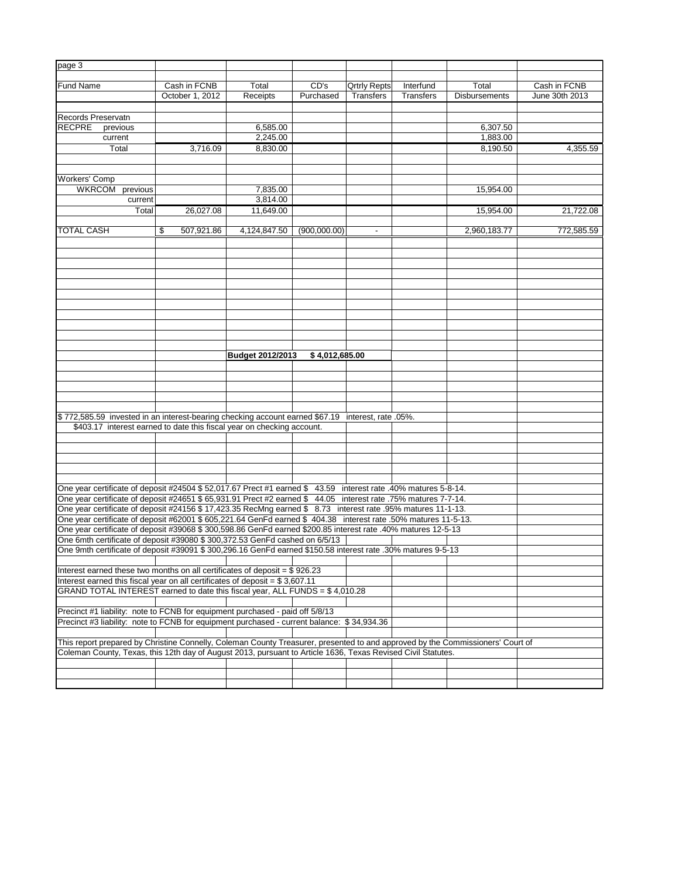page 3

| Fund Name | Cash in FCNB October 1, 2012 | Total Receipts | CD's Purchased | Qrtrly Repts Transfers | Interfund Transfers | Total Disbursements | Cash in FCNB June 30th 2013 |
|---|---|---|---|---|---|---|---|
| Records Preservatn | | | | | | | |
| RECPRE previous | | 6,585.00 | | | | 6,307.50 | |
| current | | 2,245.00 | | | | 1,883.00 | |
| Total | 3,716.09 | 8,830.00 | | | | 8,190.50 | 4,355.59 |
| Workers' Comp | | | | | | | |
| WKRCOM previous | | 7,835.00 | | | | 15,954.00 | |
| current | | 3,814.00 | | | | | |
| Total | 26,027.08 | 11,649.00 | | | | 15,954.00 | 21,722.08 |
| TOTAL CASH | $ 507,921.86 | 4,124,847.50 | (900,000.00) | - | | 2,960,183.77 | 772,585.59 |

**Budget 2012/2013** **$ 4,012,685.00**

$ 772,585.59 invested in an interest-bearing checking account earned $67.19 interest, rate .05%.
$403.17 interest earned to date this fiscal year on checking account.

One year certificate of deposit #24504 $ 52,017.67 Prect #1 earned $ 43.59 interest rate .40% matures 5-8-14.
One year certificate of deposit #24651 $ 65,931.91 Prect #2 earned $ 44.05 interest rate .75% matures 7-7-14.
One year certificate of deposit #24156 $ 17,423.35 RecMng earned $ 8.73 interest rate .95% matures 11-1-13.
One year certificate of deposit #62001 $ 605,221.64 GenFd earned $ 404.38 interest rate .50% matures 11-5-13.
One year certificate of deposit #39068 $ 300,598.86 GenFd earned $200.85 interest rate .40% matures 12-5-13
One 6mth certificate of deposit #39080 $ 300,372.53 GenFd cashed on 6/5/13
One 9mth certificate of deposit #39091 $ 300,296.16 GenFd earned $150.58 interest rate .30% matures 9-5-13

Interest earned these two months on all certificates of deposit = $ 926.23
Interest earned this fiscal year on all certificates of deposit = $ 3,607.11
GRAND TOTAL INTEREST earned to date this fiscal year, ALL FUNDS = $ 4,010.28

Precinct #1 liability: note to FCNB for equipment purchased - paid off 5/8/13
Precinct #3 liability: note to FCNB for equipment purchased - current balance: $ 34,934.36

This report prepared by Christine Connelly, Coleman County Treasurer, presented to and approved by the Commissioners' Court of Coleman County, Texas, this 12th day of August 2013, pursuant to Article 1636, Texas Revised Civil Statutes.